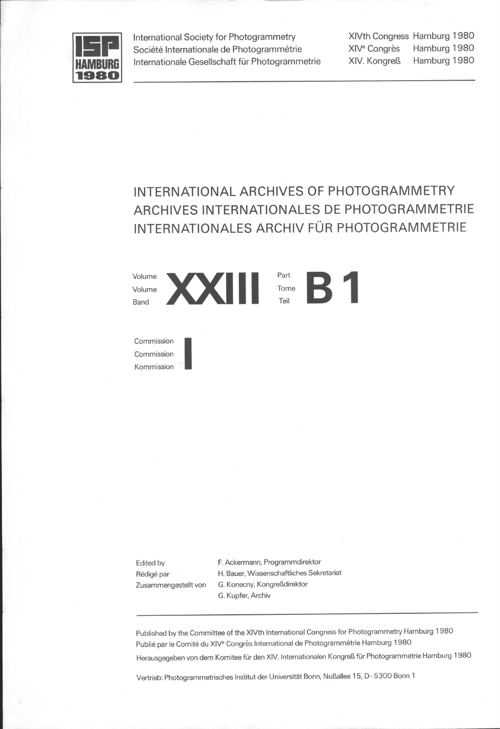ISP HAMBURG 1980

International Society for Photogrammetry
Société Internationale de Photogrammétrie
Internationale Gesellschaft für Photogrammetrie

XIVth Congress Hamburg 1980
XIVᵉ Congrès Hamburg 1980
XIV. Kongreß Hamburg 1980

# INTERNATIONAL ARCHIVES OF PHOTOGRAMMETRY
# ARCHIVES INTERNATIONALES DE PHOTOGRAMMETRIE
# INTERNATIONALES ARCHIV FÜR PHOTOGRAMMETRIE

Volume / Volume / Band **XXIII** Part / Tome / Teil **B 1**

Commission / Commission / Kommission **I**

Edited by / Rédigé par / Zusammengestellt von

F. Ackermann, Programmdirektor
H. Bauer, Wissenschaftliches Sekretariat
G. Konecny, Kongreßdirektor
G. Kupfer, Archiv

---

Published by the Committee of the XIVth International Congress for Photogrammetry Hamburg 1980
Publié par le Comité du XIVᵉ Congrès International de Photogrammétrie Hamburg 1980
Herausgegeben von dem Komitee für den XIV. Internationalen Kongreß für Photogrammetrie Hamburg 1980

Vertrieb: Photogrammetrisches Institut der Universität Bonn, Nußallee 15, D–5300 Bonn 1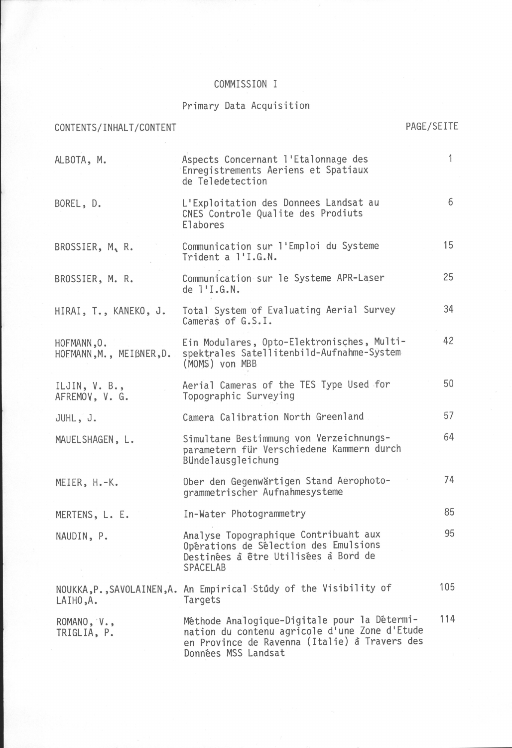# COMMISSION I

## Primary Data Acquisition

| CONTENTS/INHALT/CONTENT | | PAGE/SEITE |
|---|---|---|
| ALBOTA, M. | Aspects Concernant l'Etalonnage des Enregistrements Aeriens et Spatiaux de Teledetection | 1 |
| BOREL, D. | L'Exploitation des Donnees Landsat au CNES Controle Qualite des Prodiuts Elabores | 6 |
| BROSSIER, M. R. | Communication sur l'Emploi du Systeme Trident a l'I.G.N. | 15 |
| BROSSIER, M. R. | Communication sur le Systeme APR-Laser de l'I.G.N. | 25 |
| HIRAI, T., KANEKO, J. | Total System of Evaluating Aerial Survey Cameras of G.S.I. | 34 |
| HOFMANN, O. HOFMANN, M., MEIẞNER, D. | Ein Modulares, Opto-Elektronisches, Multi-spektrales Satellitenbild-Aufnahme-System (MOMS) von MBB | 42 |
| ILJIN, V. B., AFREMOV, V. G. | Aerial Cameras of the TES Type Used for Topographic Surveying | 50 |
| JUHL, J. | Camera Calibration North Greenland | 57 |
| MAUELSHAGEN, L. | Simultane Bestimmung von Verzeichnungs-parametern für Verschiedene Kammern durch Bündelausgleichung | 64 |
| MEIER, H.-K. | Über den Gegenwärtigen Stand Aerophoto-grammetrischer Aufnahmesysteme | 74 |
| MERTENS, L. E. | In-Water Photogrammetry | 85 |
| NAUDIN, P. | Analyse Topographique Contribuant aux Opérations de Sélection des Emulsions Destinées à être Utilisées à Bord de SPACELAB | 95 |
| NOUKKA, P., SAVOLAINEN, A. LAIHO, A. | An Empirical Study of the Visibility of Targets | 105 |
| ROMANO, V., TRIGLIA, P. | Méthode Analogique-Digitale pour la Détermination du contenu agricole d'une Zone d'Etude en Province de Ravenna (Italie) à Travers des Données MSS Landsat | 114 |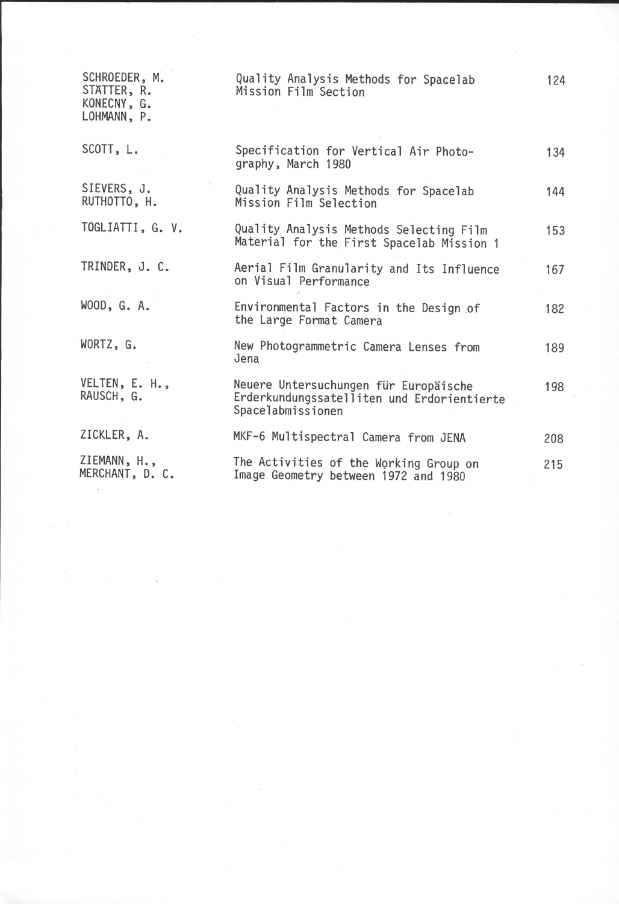| | | |
|---|---|---|
| SCHROEDER, M.<br>STÄTTER, R.<br>KONECNY, G.<br>LOHMANN, P. | Quality Analysis Methods for Spacelab Mission Film Section | 124 |
| SCOTT, L. | Specification for Vertical Air Photography, March 1980 | 134 |
| SIEVERS, J.<br>RUTHOTTO, H. | Quality Analysis Methods for Spacelab Mission Film Selection | 144 |
| TOGLIATTI, G. V. | Quality Analysis Methods Selecting Film Material for the First Spacelab Mission 1 | 153 |
| TRINDER, J. C. | Aerial Film Granularity and Its Influence on Visual Performance | 167 |
| WOOD, G. A. | Environmental Factors in the Design of the Large Format Camera | 182 |
| WÜRTZ, G. | New Photogrammetric Camera Lenses from Jena | 189 |
| VELTEN, E. H.,<br>RAUSCH, G. | Neuere Untersuchungen für Europäische Erderkundungssatelliten und Erdorientierte Spacelabmissionen | 198 |
| ZICKLER, A. | MKF-6 Multispectral Camera from JENA | 208 |
| ZIEMANN, H.,<br>MERCHANT, D. C. | The Activities of the Working Group on Image Geometry between 1972 and 1980 | 215 |